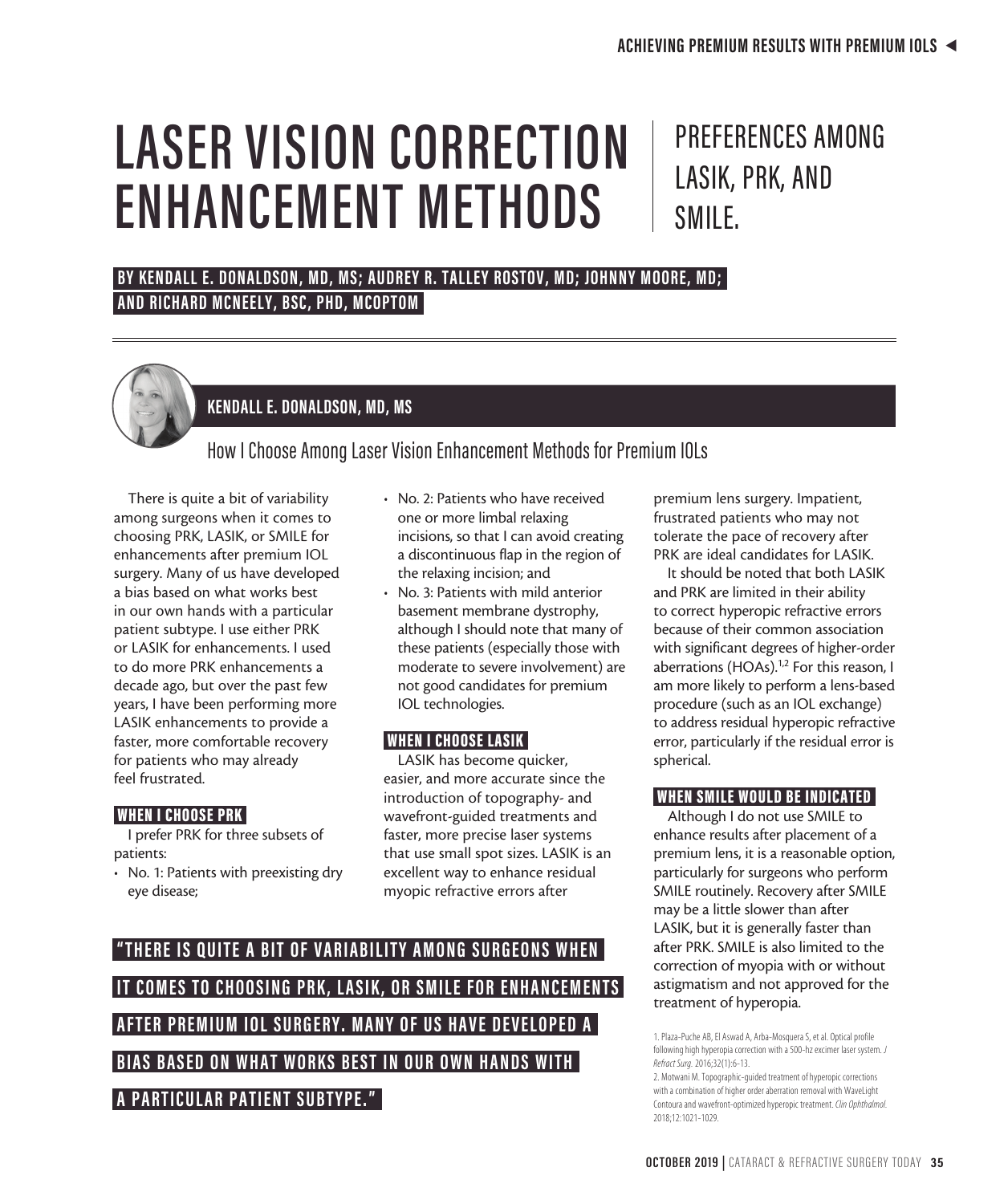# LASER VISION CORRECTION ENHANCEMENT METHODS

PREFERENCES AMONG LASIK, PRK, AND SMILE.

**BY KENDALL E. DONALDSON, MD, MS; AUDREY R. TALLEY ROSTOV, MD; JOHNNY MOORE, MD; AND RICHARD MCNEELY, BSC, PHD, MCOPTOM**

## KENDALL E. DONALDSON, MD, MS

### How I Choose Among Laser Vision Enhancement Methods for Premium IOLs

There is quite a bit of variability among surgeons when it comes to choosing PRK, LASIK, or SMILE for enhancements after premium IOL surgery. Many of us have developed a bias based on what works best in our own hands with a particular patient subtype. I use either PRK or LASIK for enhancements. I used to do more PRK enhancements a decade ago, but over the past few years, I have been performing more LASIK enhancements to provide a faster, more comfortable recovery for patients who may already feel frustrated.

#### WHEN I CHOOSE PRK

I prefer PRK for three subsets of patients:

- No. 1: Patients with preexisting dry eye disease;
- No. 2: Patients who have received one or more limbal relaxing incisions, so that I can avoid creating a discontinuous flap in the region of the relaxing incision; and
- No. 3: Patients with mild anterior basement membrane dystrophy, although I should note that many of these patients (especially those with moderate to severe involvement) are not good candidates for premium IOL technologies.

#### WHEN I CHOOSE LASIK

LASIK has become quicker, easier, and more accurate since the introduction of topography- and wavefront-guided treatments and faster, more precise laser systems that use small spot sizes. LASIK is an excellent way to enhance residual myopic refractive errors after premium lens surgery. Impatient, frustrated patients who may not tolerate the pace of recovery after PRK are ideal candidates for LASIK.

It should be noted that both LASIK and PRK are limited in their ability to correct hyperopic refractive errors because of their common association with significant degrees of higher-order aberrations (HOAs).[1,2] For this reason, I am more likely to perform a lens-based procedure (such as an IOL exchange) to address residual hyperopic refractive error, particularly if the residual error is spherical.

#### WHEN SMILE WOULD BE INDICATED

Although I do not use SMILE to enhance results after placement of a premium lens, it is a reasonable option, particularly for surgeons who perform SMILE routinely. Recovery after SMILE may be a little slower than after LASIK, but it is generally faster than after PRK. SMILE is also limited to the correction of myopia with or without astigmatism and not approved for the treatment of hyperopia.

**"THERE IS QUITE A BIT OF VARIABILITY AMONG SURGEONS WHEN IT COMES TO CHOOSING PRK, LASIK, OR SMILE FOR ENHANCEMENTS AFTER PREMIUM IOL SURGERY. MANY OF US HAVE DEVELOPED A BIAS BASED ON WHAT WORKS BEST IN OUR OWN HANDS WITH A PARTICULAR PATIENT SUBTYPE."**

1. Plaza-Puche AB, El Aswad A, Arba-Mosquera S, et al. Optical profile following high hyperopia correction with a 500-hz excimer laser system. *J Refract Surg.* 2016;32(1):6–13.
2. Motwani M. Topographic-guided treatment of hyperopic corrections with a combination of higher order aberration removal with WaveLight Contoura and wavefront-optimized hyperopic treatment. *Clin Ophthalmol.* 2018;12:1021-1029.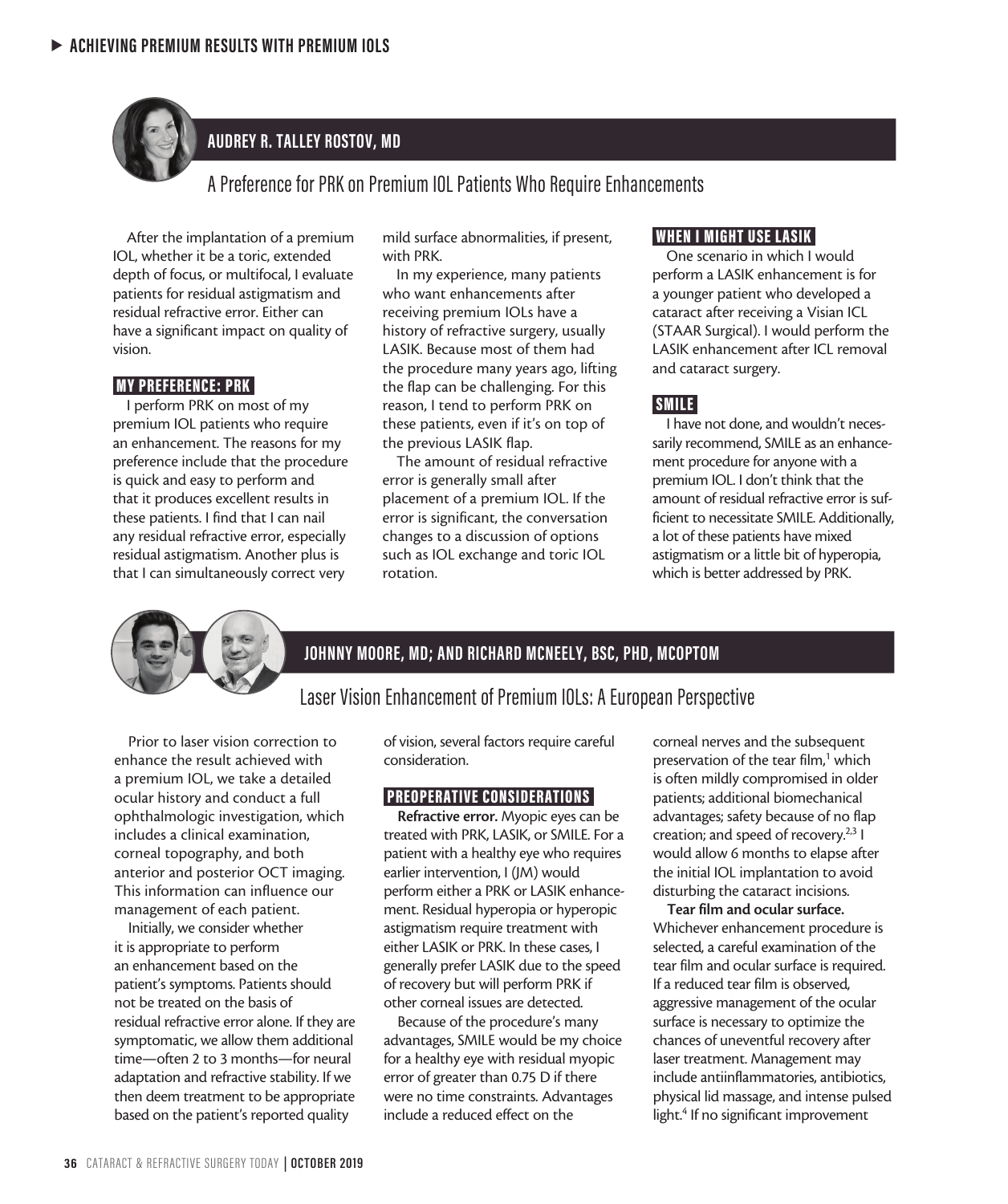## AUDREY R. TALLEY ROSTOV, MD

### A Preference for PRK on Premium IOL Patients Who Require Enhancements

After the implantation of a premium IOL, whether it be a toric, extended depth of focus, or multifocal, I evaluate patients for residual astigmatism and residual refractive error. Either can have a significant impact on quality of vision.

#### MY PREFERENCE: PRK

I perform PRK on most of my premium IOL patients who require an enhancement. The reasons for my preference include that the procedure is quick and easy to perform and that it produces excellent results in these patients. I find that I can nail any residual refractive error, especially residual astigmatism. Another plus is that I can simultaneously correct very mild surface abnormalities, if present, with PRK.

In my experience, many patients who want enhancements after receiving premium IOLs have a history of refractive surgery, usually LASIK. Because most of them had the procedure many years ago, lifting the flap can be challenging. For this reason, I tend to perform PRK on these patients, even if it's on top of the previous LASIK flap.

The amount of residual refractive error is generally small after placement of a premium IOL. If the error is significant, the conversation changes to a discussion of options such as IOL exchange and toric IOL rotation.

#### WHEN I MIGHT USE LASIK

One scenario in which I would perform a LASIK enhancement is for a younger patient who developed a cataract after receiving a Visian ICL (STAAR Surgical). I would perform the LASIK enhancement after ICL removal and cataract surgery.

#### SMILE

I have not done, and wouldn't necessarily recommend, SMILE as an enhancement procedure for anyone with a premium IOL. I don't think that the amount of residual refractive error is sufficient to necessitate SMILE. Additionally, a lot of these patients have mixed astigmatism or a little bit of hyperopia, which is better addressed by PRK.

## JOHNNY MOORE, MD; AND RICHARD MCNEELY, BSC, PHD, MCOPTOM

### Laser Vision Enhancement of Premium IOLs: A European Perspective

Prior to laser vision correction to enhance the result achieved with a premium IOL, we take a detailed ocular history and conduct a full ophthalmologic investigation, which includes a clinical examination, corneal topography, and both anterior and posterior OCT imaging. This information can influence our management of each patient.

Initially, we consider whether it is appropriate to perform an enhancement based on the patient's symptoms. Patients should not be treated on the basis of residual refractive error alone. If they are symptomatic, we allow them additional time—often 2 to 3 months—for neural adaptation and refractive stability. If we then deem treatment to be appropriate based on the patient's reported quality of vision, several factors require careful consideration.

#### PREOPERATIVE CONSIDERATIONS

**Refractive error.** Myopic eyes can be treated with PRK, LASIK, or SMILE. For a patient with a healthy eye who requires earlier intervention, I (JM) would perform either a PRK or LASIK enhancement. Residual hyperopia or hyperopic astigmatism require treatment with either LASIK or PRK. In these cases, I generally prefer LASIK due to the speed of recovery but will perform PRK if other corneal issues are detected.

Because of the procedure's many advantages, SMILE would be my choice for a healthy eye with residual myopic error of greater than 0.75 D if there were no time constraints. Advantages include a reduced effect on the corneal nerves and the subsequent preservation of the tear film,[1] which is often mildly compromised in older patients; additional biomechanical advantages; safety because of no flap creation; and speed of recovery.[2,3] I would allow 6 months to elapse after the initial IOL implantation to avoid disturbing the cataract incisions.

**Tear film and ocular surface.** Whichever enhancement procedure is selected, a careful examination of the tear film and ocular surface is required. If a reduced tear film is observed, aggressive management of the ocular surface is necessary to optimize the chances of uneventful recovery after laser treatment. Management may include antiinflammatories, antibiotics, physical lid massage, and intense pulsed light.[4] If no significant improvement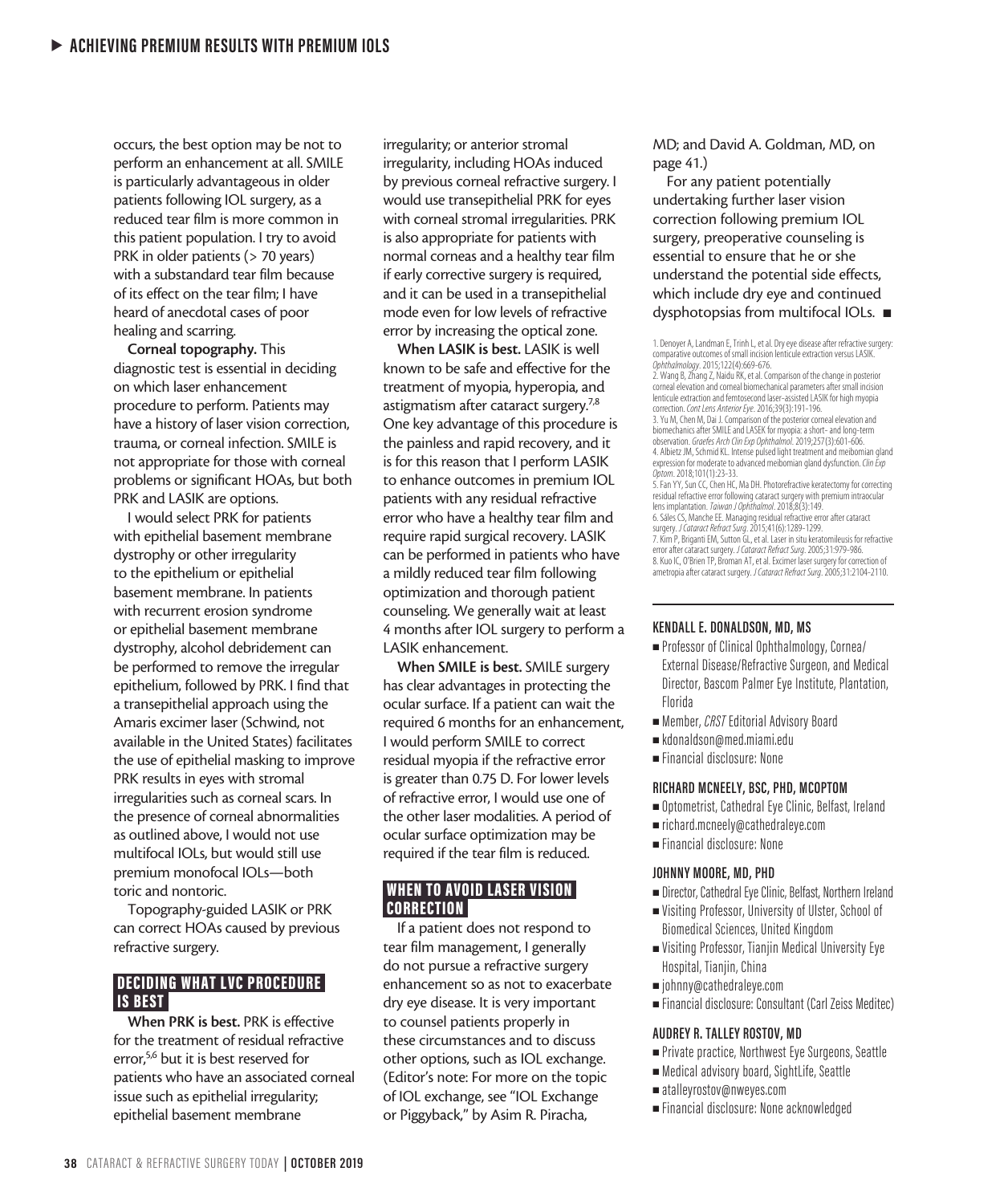occurs, the best option may be not to perform an enhancement at all. SMILE is particularly advantageous in older patients following IOL surgery, as a reduced tear film is more common in this patient population. I try to avoid PRK in older patients (> 70 years) with a substandard tear film because of its effect on the tear film; I have heard of anecdotal cases of poor healing and scarring.

**Corneal topography.** This diagnostic test is essential in deciding on which laser enhancement procedure to perform. Patients may have a history of laser vision correction, trauma, or corneal infection. SMILE is not appropriate for those with corneal problems or significant HOAs, but both PRK and LASIK are options.

I would select PRK for patients with epithelial basement membrane dystrophy or other irregularity to the epithelium or epithelial basement membrane. In patients with recurrent erosion syndrome or epithelial basement membrane dystrophy, alcohol debridement can be performed to remove the irregular epithelium, followed by PRK. I find that a transepithelial approach using the Amaris excimer laser (Schwind, not available in the United States) facilitates the use of epithelial masking to improve PRK results in eyes with stromal irregularities such as corneal scars. In the presence of corneal abnormalities as outlined above, I would not use multifocal IOLs, but would still use premium monofocal IOLs—both toric and nontoric.

Topography-guided LASIK or PRK can correct HOAs caused by previous refractive surgery.

## DECIDING WHAT LVC PROCEDURE IS BEST

**When PRK is best.** PRK is effective for the treatment of residual refractive error,[5,6] but it is best reserved for patients who have an associated corneal issue such as epithelial irregularity; epithelial basement membrane irregularity; or anterior stromal irregularity, including HOAs induced by previous corneal refractive surgery. I would use transepithelial PRK for eyes with corneal stromal irregularities. PRK is also appropriate for patients with normal corneas and a healthy tear film if early corrective surgery is required, and it can be used in a transepithelial mode even for low levels of refractive error by increasing the optical zone.

**When LASIK is best.** LASIK is well known to be safe and effective for the treatment of myopia, hyperopia, and astigmatism after cataract surgery.[7,8] One key advantage of this procedure is the painless and rapid recovery, and it is for this reason that I perform LASIK to enhance outcomes in premium IOL patients with any residual refractive error who have a healthy tear film and require rapid surgical recovery. LASIK can be performed in patients who have a mildly reduced tear film following optimization and thorough patient counseling. We generally wait at least 4 months after IOL surgery to perform a LASIK enhancement.

**When SMILE is best.** SMILE surgery has clear advantages in protecting the ocular surface. If a patient can wait the required 6 months for an enhancement, I would perform SMILE to correct residual myopia if the refractive error is greater than 0.75 D. For lower levels of refractive error, I would use one of the other laser modalities. A period of ocular surface optimization may be required if the tear film is reduced.

## WHEN TO AVOID LASER VISION CORRECTION

If a patient does not respond to tear film management, I generally do not pursue a refractive surgery enhancement so as not to exacerbate dry eye disease. It is very important to counsel patients properly in these circumstances and to discuss other options, such as IOL exchange. (Editor's note: For more on the topic of IOL exchange, see "IOL Exchange or Piggyback," by Asim R. Piracha, MD; and David A. Goldman, MD, on page 41.)

For any patient potentially undertaking further laser vision correction following premium IOL surgery, preoperative counseling is essential to ensure that he or she understand the potential side effects, which include dry eye and continued dysphotopsias from multifocal IOLs. ■

1. Denoyer A, Landman E, Trinh L, et al. Dry eye disease after refractive surgery: comparative outcomes of small incision lenticule extraction versus LASIK. *Ophthalmology*. 2015;122(4):669-676.
2. Wang B, Zhang Z, Naidu RK, et al. Comparison of the change in posterior corneal elevation and corneal biomechanical parameters after small incision lenticule extraction and femtosecond laser-assisted LASIK for high myopia correction. *Cont Lens Anterior Eye*. 2016;39(3):191-196.
3. Yu M, Chen M, Dai J. Comparison of the posterior corneal elevation and biomechanics after SMILE and LASEK for myopia: a short- and long-term observation. *Graefes Arch Clin Exp Ophthalmol*. 2019;257(3):601-606.
4. Albietz JM, Schmid KL. Intense pulsed light treatment and meibomian gland expression for moderate to advanced meibomian gland dysfunction. *Clin Exp Optom*. 2018;101(1):23-33.
5. Fan YY, Sun CC, Chen HC, Ma DH. Photorefractive keratectomy for correcting residual refractive error following cataract surgery with premium intraocular lens implantation. *Taiwan J Ophthalmol*. 2018;8(3):149.
6. Sáles CS, Manche EE. Managing residual refractive error after cataract surgery. *J Cataract Refract Surg*. 2015;41(6):1289-1299.
7. Kim P, Briganti EM, Sutton GL, et al. Laser in situ keratomileusis for refractive error after cataract surgery. *J Cataract Refract Surg*. 2005;31:979-986.
8. Kuo IC, O'Brien TP, Broman AT, et al. Excimer laser surgery for correction of ametropia after cataract surgery. *J Cataract Refract Surg*. 2005;31:2104-2110.

#### KENDALL E. DONALDSON, MD, MS
- Professor of Clinical Ophthalmology, Cornea/External Disease/Refractive Surgeon, and Medical Director, Bascom Palmer Eye Institute, Plantation, Florida
- Member, *CRST* Editorial Advisory Board
- kdonaldson@med.miami.edu
- Financial disclosure: None

#### RICHARD MCNEELY, BSC, PHD, MCOPTOM
- Optometrist, Cathedral Eye Clinic, Belfast, Ireland
- richard.mcneely@cathedraleye.com
- Financial disclosure: None

#### JOHNNY MOORE, MD, PHD
- Director, Cathedral Eye Clinic, Belfast, Northern Ireland
- Visiting Professor, University of Ulster, School of Biomedical Sciences, United Kingdom
- Visiting Professor, Tianjin Medical University Eye Hospital, Tianjin, China
- johnny@cathedraleye.com
- Financial disclosure: Consultant (Carl Zeiss Meditec)

#### AUDREY R. TALLEY ROSTOV, MD
- Private practice, Northwest Eye Surgeons, Seattle
- Medical advisory board, SightLife, Seattle
- atalleyrostov@nweyes.com
- Financial disclosure: None acknowledged